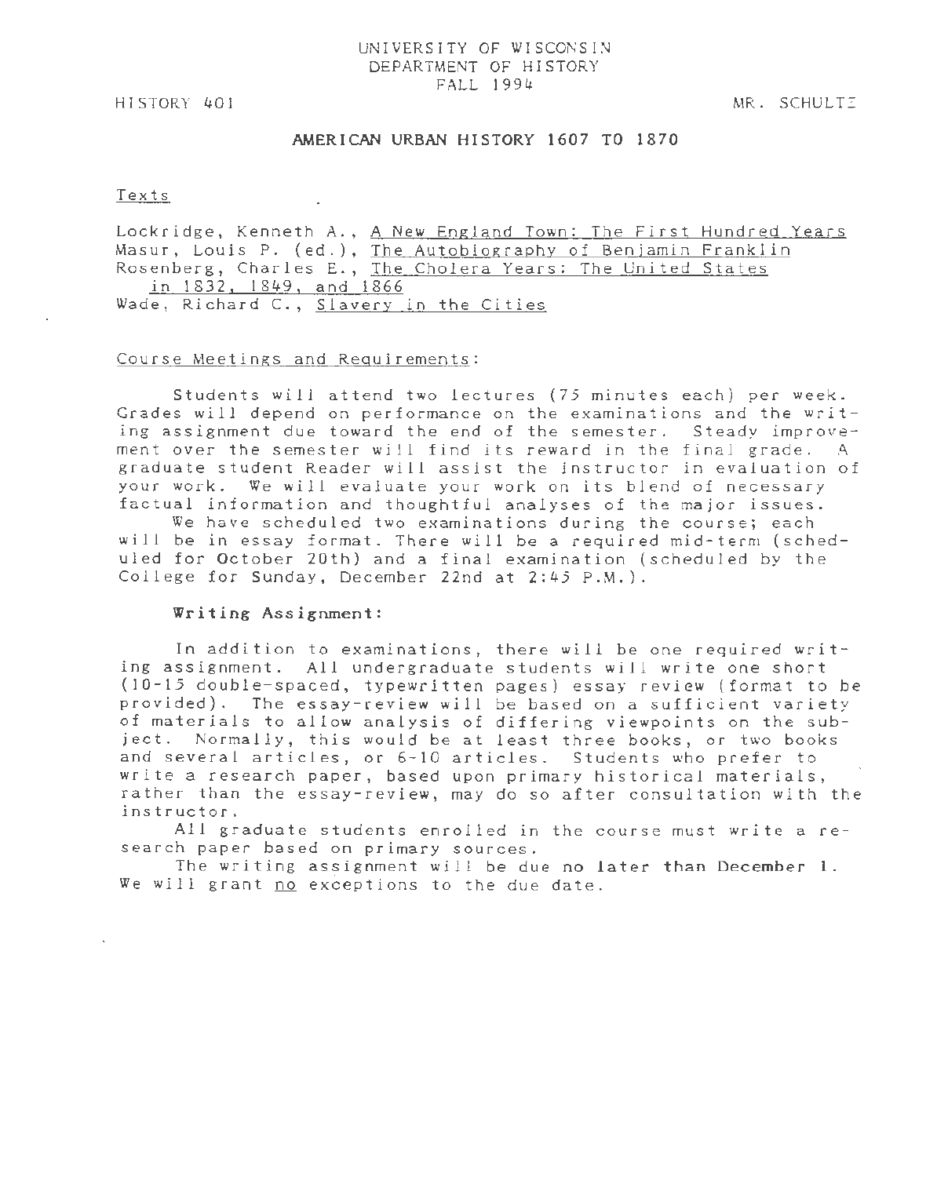UNIVERSITY OF WISCONSIN
DEPARTMENT OF HISTORY
FALL 1994

HISTORY 401 MR. SCHULTZ

# AMERICAN URBAN HISTORY 1607 TO 1870

## Texts

Lockridge, Kenneth A., A New England Town: The First Hundred Years
Masur, Louis P. (ed.), The Autobiography of Benjamin Franklin
Rosenberg, Charles E., The Cholera Years: The United States in 1832, 1849, and 1866
Wade, Richard C., Slavery in the Cities

## Course Meetings and Requirements:

Students will attend two lectures (75 minutes each) per week. Grades will depend on performance on the examinations and the writing assignment due toward the end of the semester. Steady improvement over the semester will find its reward in the final grade. A graduate student Reader will assist the instructor in evaluation of your work. We will evaluate your work on its blend of necessary factual information and thoughtful analyses of the major issues.

We have scheduled two examinations during the course; each will be in essay format. There will be a required mid-term (scheduled for October 20th) and a final examination (scheduled by the College for Sunday, December 22nd at 2:45 P.M.).

### Writing Assignment:

In addition to examinations, there will be one required writing assignment. All undergraduate students will write one short (10-15 double-spaced, typewritten pages) essay review (format to be provided). The essay-review will be based on a sufficient variety of materials to allow analysis of differing viewpoints on the subject. Normally, this would be at least three books, or two books and several articles, or 6-10 articles. Students who prefer to write a research paper, based upon primary historical materials, rather than the essay-review, may do so after consultation with the instructor.

All graduate students enrolled in the course must write a research paper based on primary sources.

The writing assignment will be due **no later than December 1**. We will grant no exceptions to the due date.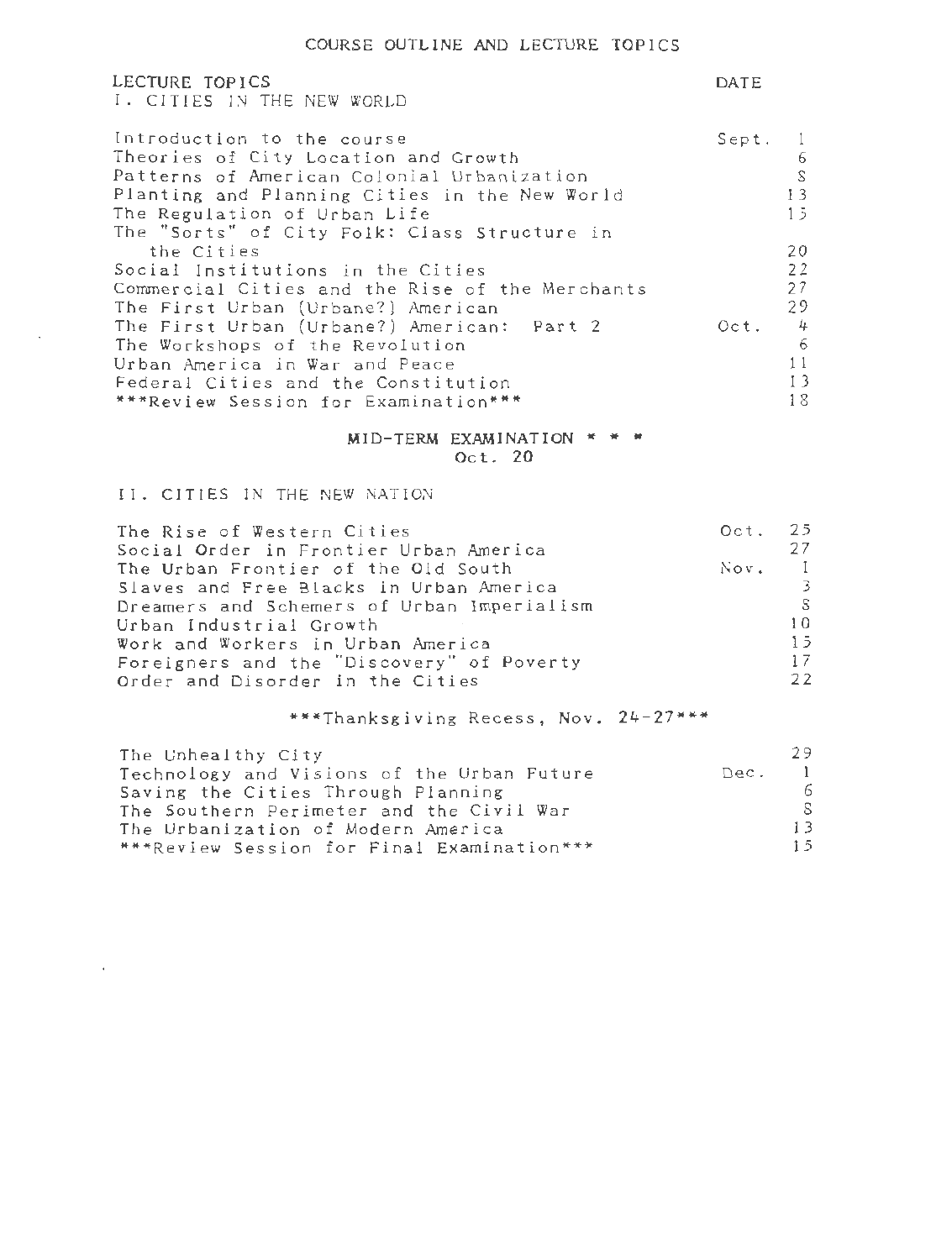# COURSE OUTLINE AND LECTURE TOPICS

| LECTURE TOPICS | DATE | |
|---|---|---|
| **I. CITIES IN THE NEW WORLD** | | |
| Introduction to the course | Sept. | 1 |
| Theories of City Location and Growth | | 6 |
| Patterns of American Colonial Urbanization | | 8 |
| Planting and Planning Cities in the New World | | 13 |
| The Regulation of Urban Life | | 15 |
| The "Sorts" of City Folk: Class Structure in the Cities | | 20 |
| Social Institutions in the Cities | | 22 |
| Commercial Cities and the Rise of the Merchants | | 27 |
| The First Urban (Urbane?) American | | 29 |
| The First Urban (Urbane?) American: Part 2 | Oct. | 4 |
| The Workshops of the Revolution | | 6 |
| Urban America in War and Peace | | 11 |
| Federal Cities and the Constitution | | 13 |
| ***Review Session for Examination*** | | 18 |

**MID-TERM EXAMINATION * * \***
**Oct. 20**

| | | |
|---|---|---|
| **II. CITIES IN THE NEW NATION** | | |
| The Rise of Western Cities | Oct. | 25 |
| Social Order in Frontier Urban America | | 27 |
| The Urban Frontier of the Old South | Nov. | 1 |
| Slaves and Free Blacks in Urban America | | 3 |
| Dreamers and Schemers of Urban Imperialism | | 8 |
| Urban Industrial Growth | | 10 |
| Work and Workers in Urban America | | 15 |
| Foreigners and the "Discovery" of Poverty | | 17 |
| Order and Disorder in the Cities | | 22 |

***Thanksgiving Recess, Nov. 24-27***

| | | |
|---|---|---|
| The Unhealthy City | | 29 |
| Technology and Visions of the Urban Future | Dec. | 1 |
| Saving the Cities Through Planning | | 6 |
| The Southern Perimeter and the Civil War | | 8 |
| The Urbanization of Modern America | | 13 |
| ***Review Session for Final Examination*** | | 15 |